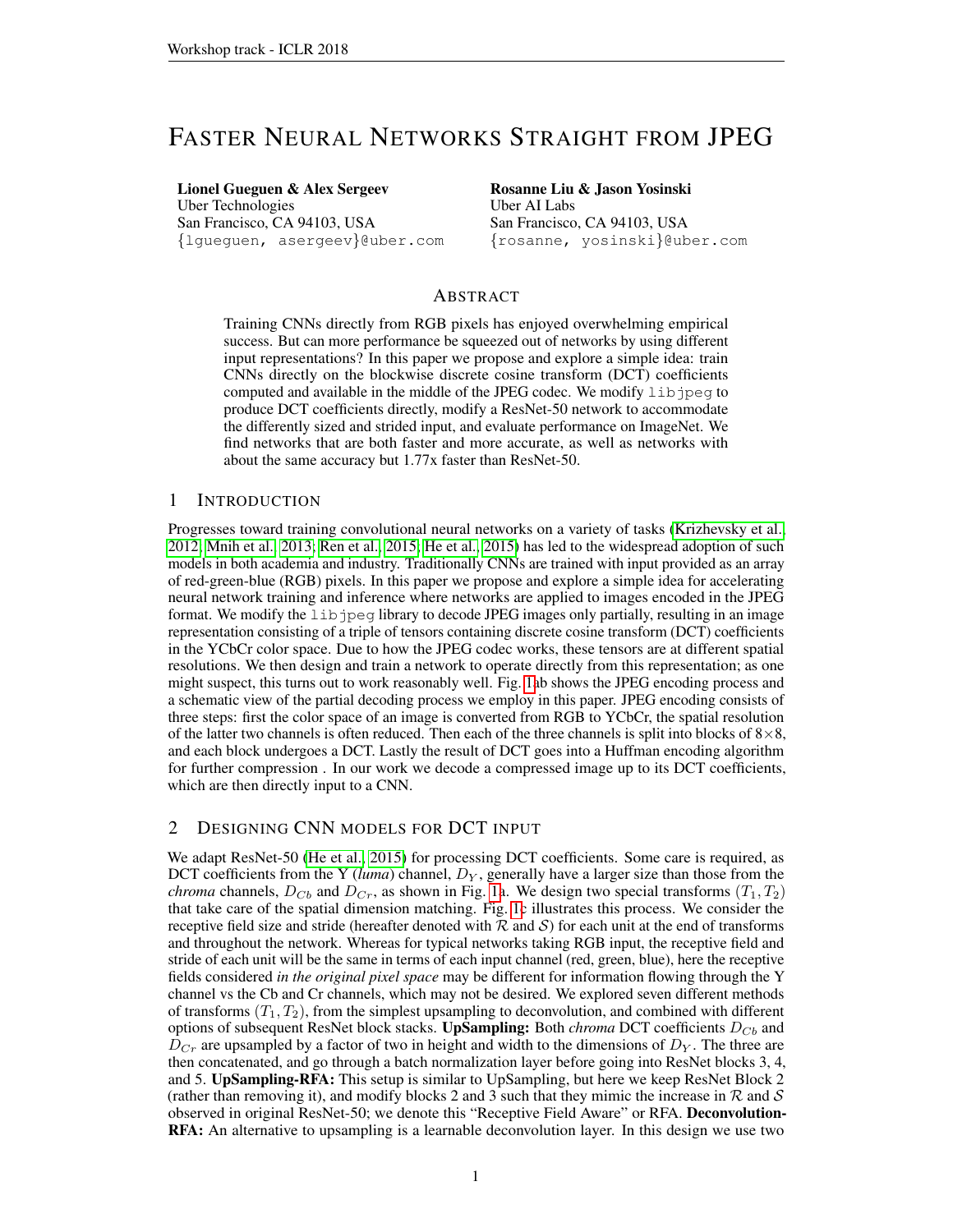# Faster Neural Networks Straight from JPEG

**Lionel Gueguen & Alex Sergeev**
Uber Technologies
San Francisco, CA 94103, USA
{lgueguen, asergeev}@uber.com

**Rosanne Liu & Jason Yosinski**
Uber AI Labs
San Francisco, CA 94103, USA
{rosanne, yosinski}@uber.com

## Abstract

Training CNNs directly from RGB pixels has enjoyed overwhelming empirical success. But can more performance be squeezed out of networks by using different input representations? In this paper we propose and explore a simple idea: train CNNs directly on the blockwise discrete cosine transform (DCT) coefficients computed and available in the middle of the JPEG codec. We modify `libjpeg` to produce DCT coefficients directly, modify a ResNet-50 network to accommodate the differently sized and strided input, and evaluate performance on ImageNet. We find networks that are both faster and more accurate, as well as networks with about the same accuracy but 1.77x faster than ResNet-50.

## 1 Introduction

Progresses toward training convolutional neural networks on a variety of tasks (Krizhevsky et al., 2012; Mnih et al., 2013; Ren et al., 2015; He et al., 2015) has led to the widespread adoption of such models in both academia and industry. Traditionally CNNs are trained with input provided as an array of red-green-blue (RGB) pixels. In this paper we propose and explore a simple idea for accelerating neural network training and inference where networks are applied to images encoded in the JPEG format. We modify the `libjpeg` library to decode JPEG images only partially, resulting in an image representation consisting of a triple of tensors containing discrete cosine transform (DCT) coefficients in the YCbCr color space. Due to how the JPEG codec works, these tensors are at different spatial resolutions. We then design and train a network to operate directly from this representation; as one might suspect, this turns out to work reasonably well. Fig. 1ab shows the JPEG encoding process and a schematic view of the partial decoding process we employ in this paper. JPEG encoding consists of three steps: first the color space of an image is converted from RGB to YCbCr, the spatial resolution of the latter two channels is often reduced. Then each of the three channels is split into blocks of 8×8, and each block undergoes a DCT. Lastly the result of DCT goes into a Huffman encoding algorithm for further compression . In our work we decode a compressed image up to its DCT coefficients, which are then directly input to a CNN.

## 2 Designing CNN Models for DCT Input

We adapt ResNet-50 (He et al., 2015) for processing DCT coefficients. Some care is required, as DCT coefficients from the Y (*luma*) channel, $D_Y$, generally have a larger size than those from the *chroma* channels, $D_{Cb}$ and $D_{Cr}$, as shown in Fig. 1a. We design two special transforms $(T_1, T_2)$ that take care of the spatial dimension matching. Fig. 1c illustrates this process. We consider the receptive field size and stride (hereafter denoted with $\mathcal{R}$ and $\mathcal{S}$) for each unit at the end of transforms and throughout the network. Whereas for typical networks taking RGB input, the receptive field and stride of each unit will be the same in terms of each input channel (red, green, blue), here the receptive fields considered *in the original pixel space* may be different for information flowing through the Y channel vs the Cb and Cr channels, which may not be desired. We explored seven different methods of transforms $(T_1, T_2)$, from the simplest upsampling to deconvolution, and combined with different options of subsequent ResNet block stacks. **UpSampling:** Both *chroma* DCT coefficients $D_{Cb}$ and $D_{Cr}$ are upsampled by a factor of two in height and width to the dimensions of $D_Y$. The three are then concatenated, and go through a batch normalization layer before going into ResNet blocks 3, 4, and 5. **UpSampling-RFA:** This setup is similar to UpSampling, but here we keep ResNet Block 2 (rather than removing it), and modify blocks 2 and 3 such that they mimic the increase in $\mathcal{R}$ and $\mathcal{S}$ observed in original ResNet-50; we denote this "Receptive Field Aware" or RFA. **Deconvolution-RFA:** An alternative to upsampling is a learnable deconvolution layer. In this design we use two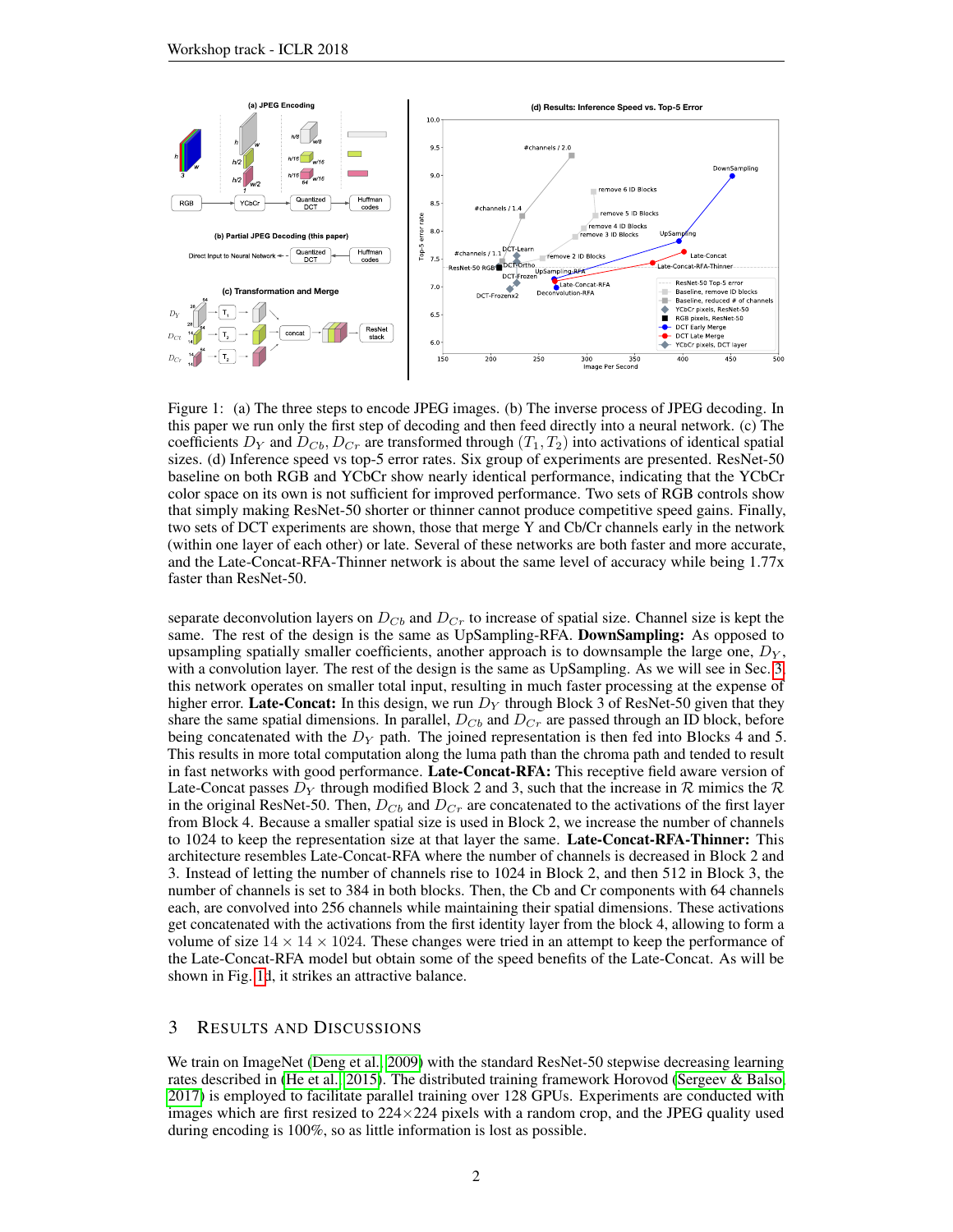Figure 1: (a) The three steps to encode JPEG images. (b) The inverse process of JPEG decoding. In this paper we run only the first step of decoding and then feed directly into a neural network. (c) The coefficients $D_Y$ and $D_{Cb}, D_{Cr}$ are transformed through $(T_1, T_2)$ into activations of identical spatial sizes. (d) Inference speed vs top-5 error rates. Six group of experiments are presented. ResNet-50 baseline on both RGB and YCbCr show nearly identical performance, indicating that the YCbCr color space on its own is not sufficient for improved performance. Two sets of RGB controls show that simply making ResNet-50 shorter or thinner cannot produce competitive speed gains. Finally, two sets of DCT experiments are shown, those that merge Y and Cb/Cr channels early in the network (within one layer of each other) or late. Several of these networks are both faster and more accurate, and the Late-Concat-RFA-Thinner network is about the same level of accuracy while being 1.77x faster than ResNet-50.

separate deconvolution layers on $D_{Cb}$ and $D_{Cr}$ to increase of spatial size. Channel size is kept the same. The rest of the design is the same as UpSampling-RFA. **DownSampling:** As opposed to upsampling spatially smaller coefficients, another approach is to downsample the large one, $D_Y$, with a convolution layer. The rest of the design is the same as UpSampling. As we will see in Sec. 3, this network operates on smaller total input, resulting in much faster processing at the expense of higher error. **Late-Concat:** In this design, we run $D_Y$ through Block 3 of ResNet-50 given that they share the same spatial dimensions. In parallel, $D_{Cb}$ and $D_{Cr}$ are passed through an ID block, before being concatenated with the $D_Y$ path. The joined representation is then fed into Blocks 4 and 5. This results in more total computation along the luma path than the chroma path and tended to result in fast networks with good performance. **Late-Concat-RFA:** This receptive field aware version of Late-Concat passes $D_Y$ through modified Block 2 and 3, such that the increase in $\mathcal{R}$ mimics the $\mathcal{R}$ in the original ResNet-50. Then, $D_{Cb}$ and $D_{Cr}$ are concatenated to the activations of the first layer from Block 4. Because a smaller spatial size is used in Block 2, we increase the number of channels to 1024 to keep the representation size at that layer the same. **Late-Concat-RFA-Thinner:** This architecture resembles Late-Concat-RFA where the number of channels is decreased in Block 2 and 3. Instead of letting the number of channels rise to 1024 in Block 2, and then 512 in Block 3, the number of channels is set to 384 in both blocks. Then, the Cb and Cr components with 64 channels each, are convolved into 256 channels while maintaining their spatial dimensions. These activations get concatenated with the activations from the first identity layer from the block 4, allowing to form a volume of size $14 \times 14 \times 1024$. These changes were tried in an attempt to keep the performance of the Late-Concat-RFA model but obtain some of the speed benefits of the Late-Concat. As will be shown in Fig. 1d, it strikes an attractive balance.

## 3 Results and Discussions

We train on ImageNet (Deng et al., 2009) with the standard ResNet-50 stepwise decreasing learning rates described in (He et al., 2015). The distributed training framework Horovod (Sergeev & Balso, 2017) is employed to facilitate parallel training over 128 GPUs. Experiments are conducted with images which are first resized to 224×224 pixels with a random crop, and the JPEG quality used during encoding is 100%, so as little information is lost as possible.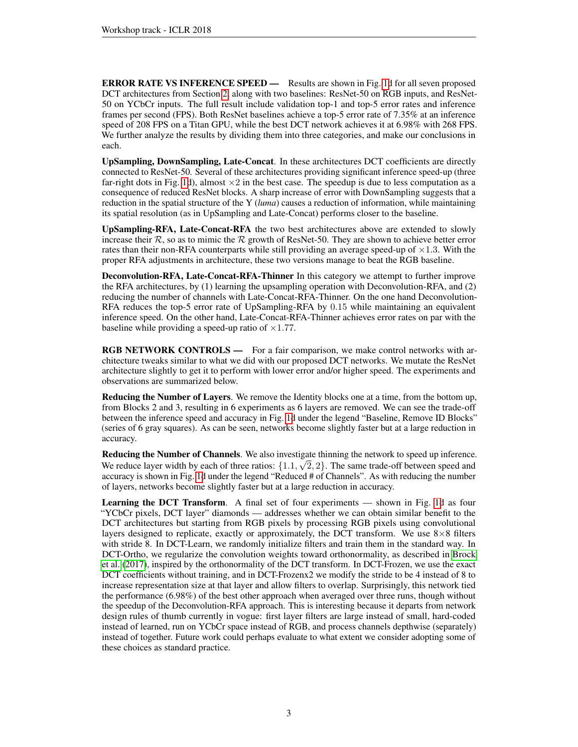**ERROR RATE VS INFERENCE SPEED —** Results are shown in Fig. 1d for all seven proposed DCT architectures from Section 2, along with two baselines: ResNet-50 on RGB inputs, and ResNet-50 on YCbCr inputs. The full result include validation top-1 and top-5 error rates and inference frames per second (FPS). Both ResNet baselines achieve a top-5 error rate of 7.35% at an inference speed of 208 FPS on a Titan GPU, while the best DCT network achieves it at 6.98% with 268 FPS. We further analyze the results by dividing them into three categories, and make our conclusions in each.

**UpSampling, DownSampling, Late-Concat**. In these architectures DCT coefficients are directly connected to ResNet-50. Several of these architectures providing significant inference speed-up (three far-right dots in Fig. 1d), almost $\times 2$ in the best case. The speedup is due to less computation as a consequence of reduced ResNet blocks. A sharp increase of error with DownSampling suggests that a reduction in the spatial structure of the Y (*luma*) causes a reduction of information, while maintaining its spatial resolution (as in UpSampling and Late-Concat) performs closer to the baseline.

**UpSampling-RFA, Late-Concat-RFA** the two best architectures above are extended to slowly increase their $\mathcal{R}$, so as to mimic the $\mathcal{R}$ growth of ResNet-50. They are shown to achieve better error rates than their non-RFA counterparts while still providing an average speed-up of $\times 1.3$. With the proper RFA adjustments in architecture, these two versions manage to beat the RGB baseline.

**Deconvolution-RFA, Late-Concat-RFA-Thinner** In this category we attempt to further improve the RFA architectures, by (1) learning the upsampling operation with Deconvolution-RFA, and (2) reducing the number of channels with Late-Concat-RFA-Thinner. On the one hand Deconvolution-RFA reduces the top-5 error rate of UpSampling-RFA by $0.15$ while maintaining an equivalent inference speed. On the other hand, Late-Concat-RFA-Thinner achieves error rates on par with the baseline while providing a speed-up ratio of $\times 1.77$.

**RGB NETWORK CONTROLS —** For a fair comparison, we make control networks with architecture tweaks similar to what we did with our proposed DCT networks. We mutate the ResNet architecture slightly to get it to perform with lower error and/or higher speed. The experiments and observations are summarized below.

**Reducing the Number of Layers**. We remove the Identity blocks one at a time, from the bottom up, from Blocks 2 and 3, resulting in 6 experiments as 6 layers are removed. We can see the trade-off between the inference speed and accuracy in Fig. 1d under the legend "Baseline, Remove ID Blocks" (series of 6 gray squares). As can be seen, networks become slightly faster but at a large reduction in accuracy.

**Reducing the Number of Channels**. We also investigate thinning the network to speed up inference. We reduce layer width by each of three ratios: $\{1.1, \sqrt{2}, 2\}$. The same trade-off between speed and accuracy is shown in Fig. 1d under the legend "Reduced # of Channels". As with reducing the number of layers, networks become slightly faster but at a large reduction in accuracy.

**Learning the DCT Transform**. A final set of four experiments — shown in Fig. 1d as four "YCbCr pixels, DCT layer" diamonds — addresses whether we can obtain similar benefit to the DCT architectures but starting from RGB pixels by processing RGB pixels using convolutional layers designed to replicate, exactly or approximately, the DCT transform. We use $8\times 8$ filters with stride 8. In DCT-Learn, we randomly initialize filters and train them in the standard way. In DCT-Ortho, we regularize the convolution weights toward orthonormality, as described in Brock et al. (2017), inspired by the orthonormality of the DCT transform. In DCT-Frozen, we use the exact DCT coefficients without training, and in DCT-Frozenx2 we modify the stride to be 4 instead of 8 to increase representation size at that layer and allow filters to overlap. Surprisingly, this network tied the performance (6.98%) of the best other approach when averaged over three runs, though without the speedup of the Deconvolution-RFA approach. This is interesting because it departs from network design rules of thumb currently in vogue: first layer filters are large instead of small, hard-coded instead of learned, run on YCbCr space instead of RGB, and process channels depthwise (separately) instead of together. Future work could perhaps evaluate to what extent we consider adopting some of these choices as standard practice.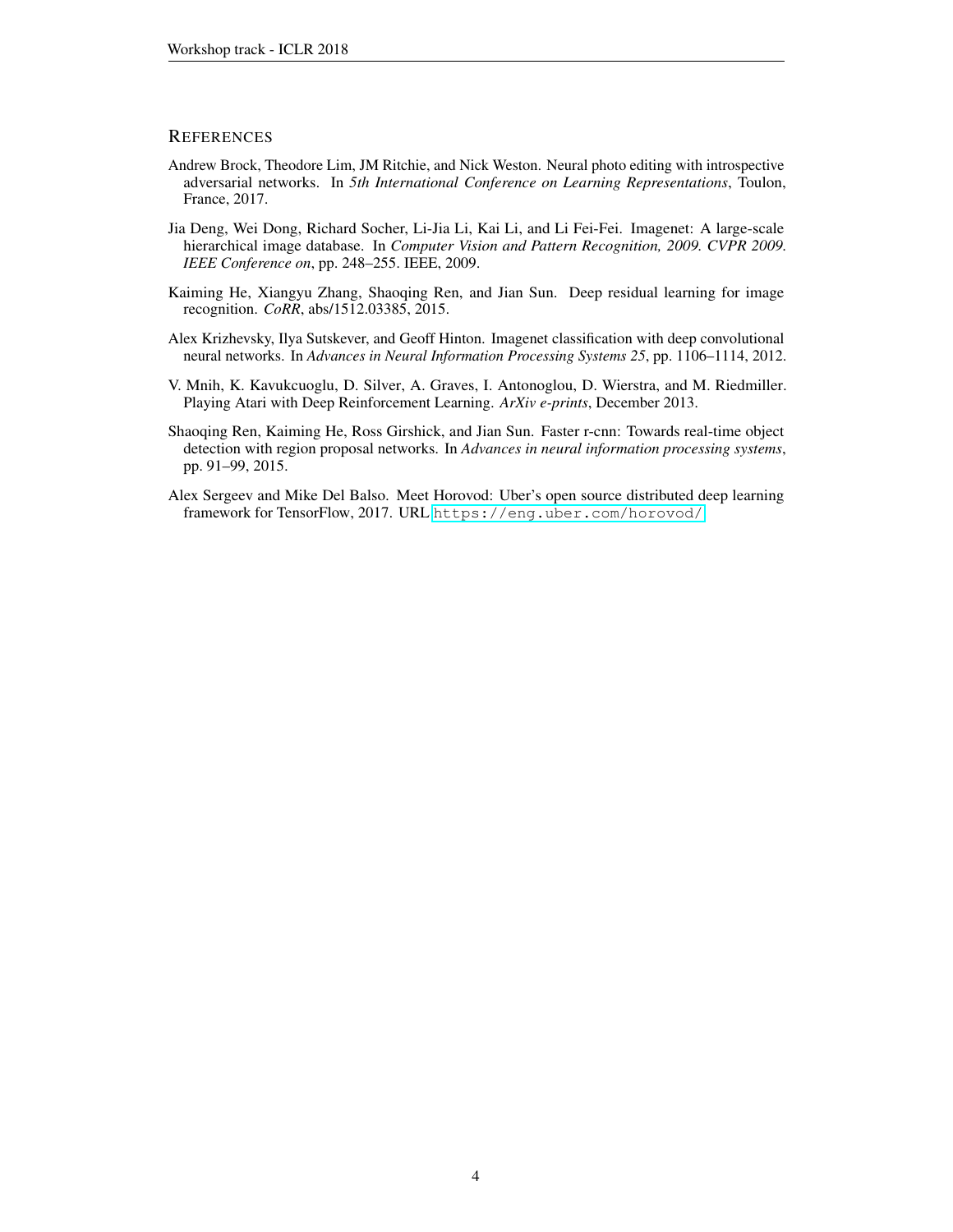## References

Andrew Brock, Theodore Lim, JM Ritchie, and Nick Weston. Neural photo editing with introspective adversarial networks. In *5th International Conference on Learning Representations*, Toulon, France, 2017.

Jia Deng, Wei Dong, Richard Socher, Li-Jia Li, Kai Li, and Li Fei-Fei. Imagenet: A large-scale hierarchical image database. In *Computer Vision and Pattern Recognition, 2009. CVPR 2009. IEEE Conference on*, pp. 248–255. IEEE, 2009.

Kaiming He, Xiangyu Zhang, Shaoqing Ren, and Jian Sun. Deep residual learning for image recognition. *CoRR*, abs/1512.03385, 2015.

Alex Krizhevsky, Ilya Sutskever, and Geoff Hinton. Imagenet classification with deep convolutional neural networks. In *Advances in Neural Information Processing Systems 25*, pp. 1106–1114, 2012.

V. Mnih, K. Kavukcuoglu, D. Silver, A. Graves, I. Antonoglou, D. Wierstra, and M. Riedmiller. Playing Atari with Deep Reinforcement Learning. *ArXiv e-prints*, December 2013.

Shaoqing Ren, Kaiming He, Ross Girshick, and Jian Sun. Faster r-cnn: Towards real-time object detection with region proposal networks. In *Advances in neural information processing systems*, pp. 91–99, 2015.

Alex Sergeev and Mike Del Balso. Meet Horovod: Uber's open source distributed deep learning framework for TensorFlow, 2017. URL `https://eng.uber.com/horovod/`.